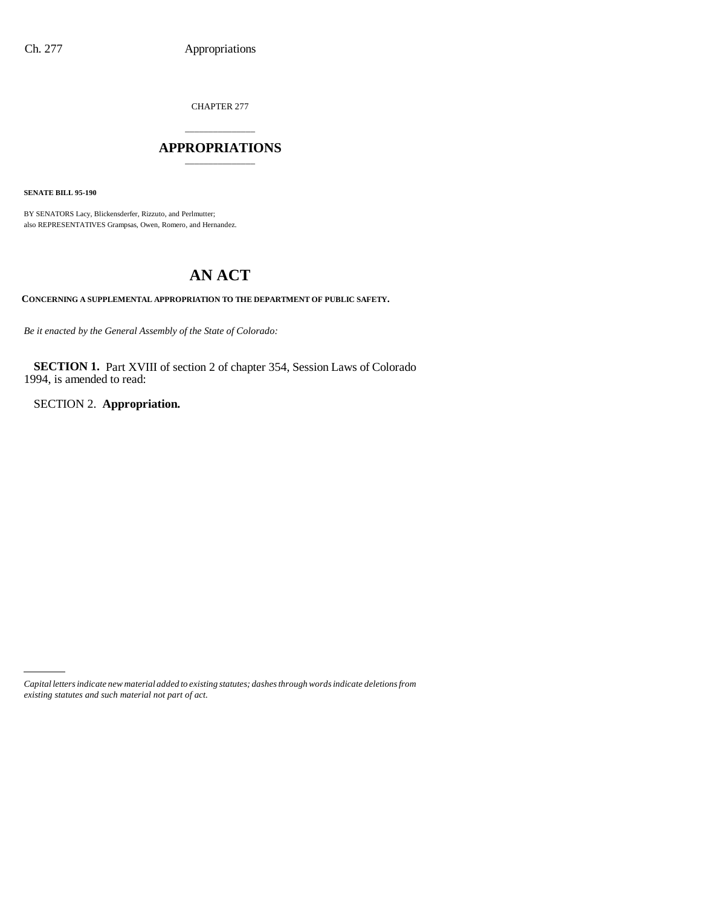CHAPTER 277

# APPROPRIATIONS

**SENATE BILL 95-190**

BY SENATORS Lacy, Blickensderfer, Rizzuto, and Perlmutter;
also REPRESENTATIVES Grampsas, Owen, Romero, and Hernandez.

# AN ACT

**CONCERNING A SUPPLEMENTAL APPROPRIATION TO THE DEPARTMENT OF PUBLIC SAFETY.**

*Be it enacted by the General Assembly of the State of Colorado:*

**SECTION 1.** Part XVIII of section 2 of chapter 354, Session Laws of Colorado 1994, is amended to read:

SECTION 2. **Appropriation.**

---

*Capital letters indicate new material added to existing statutes; dashes through words indicate deletions from existing statutes and such material not part of act.*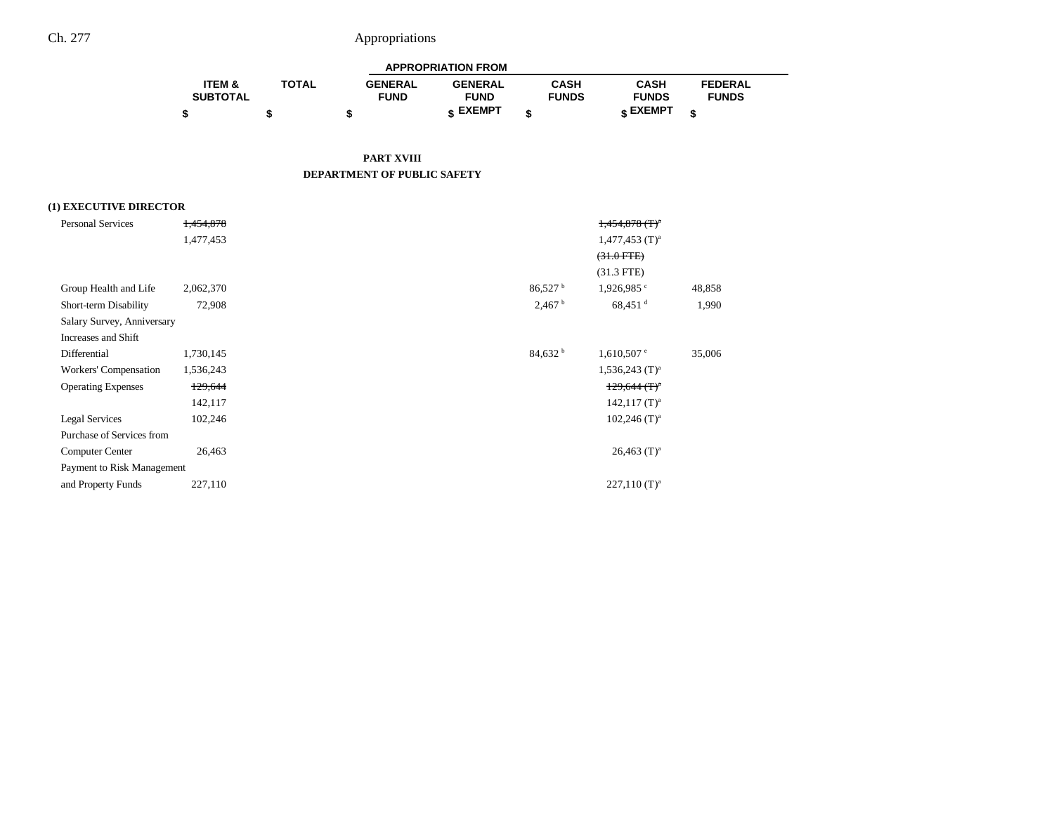## PART XVIII
## DEPARTMENT OF PUBLIC SAFETY

| | ITEM & SUBTOTAL | TOTAL | APPROPRIATION FROM | | | | |
|---|---|---|---|---|---|---|---|
| | | | GENERAL FUND | GENERAL FUND EXEMPT | CASH FUNDS | CASH FUNDS EXEMPT | FEDERAL FUNDS |
| | $ | $ | $ | $ | $ | $ | $ |
| **(1) EXECUTIVE DIRECTOR** | | | | | | | |
| Personal Services | ~~1,454,878~~ | | | | | ~~1,454,878 (T)[a]~~ | |
| | 1,477,453 | | | | | 1,477,453 (T)[a] | |
| | | | | | | ~~(31.0 FTE)~~ | |
| | | | | | | (31.3 FTE) | |
| Group Health and Life | 2,062,370 | | | | 86,527 [b] | 1,926,985 [c] | 48,858 |
| Short-term Disability | 72,908 | | | | 2,467 [b] | 68,451 [d] | 1,990 |
| Salary Survey, Anniversary Increases and Shift Differential | 1,730,145 | | | | 84,632 [b] | 1,610,507 [e] | 35,006 |
| Workers' Compensation | 1,536,243 | | | | | 1,536,243 (T)[a] | |
| Operating Expenses | ~~129,644~~ | | | | | ~~129,644 (T)[a]~~ | |
| | 142,117 | | | | | 142,117 (T)[a] | |
| Legal Services | 102,246 | | | | | 102,246 (T)[a] | |
| Purchase of Services from Computer Center | 26,463 | | | | | 26,463 (T)[a] | |
| Payment to Risk Management and Property Funds | 227,110 | | | | | 227,110 (T)[a] | |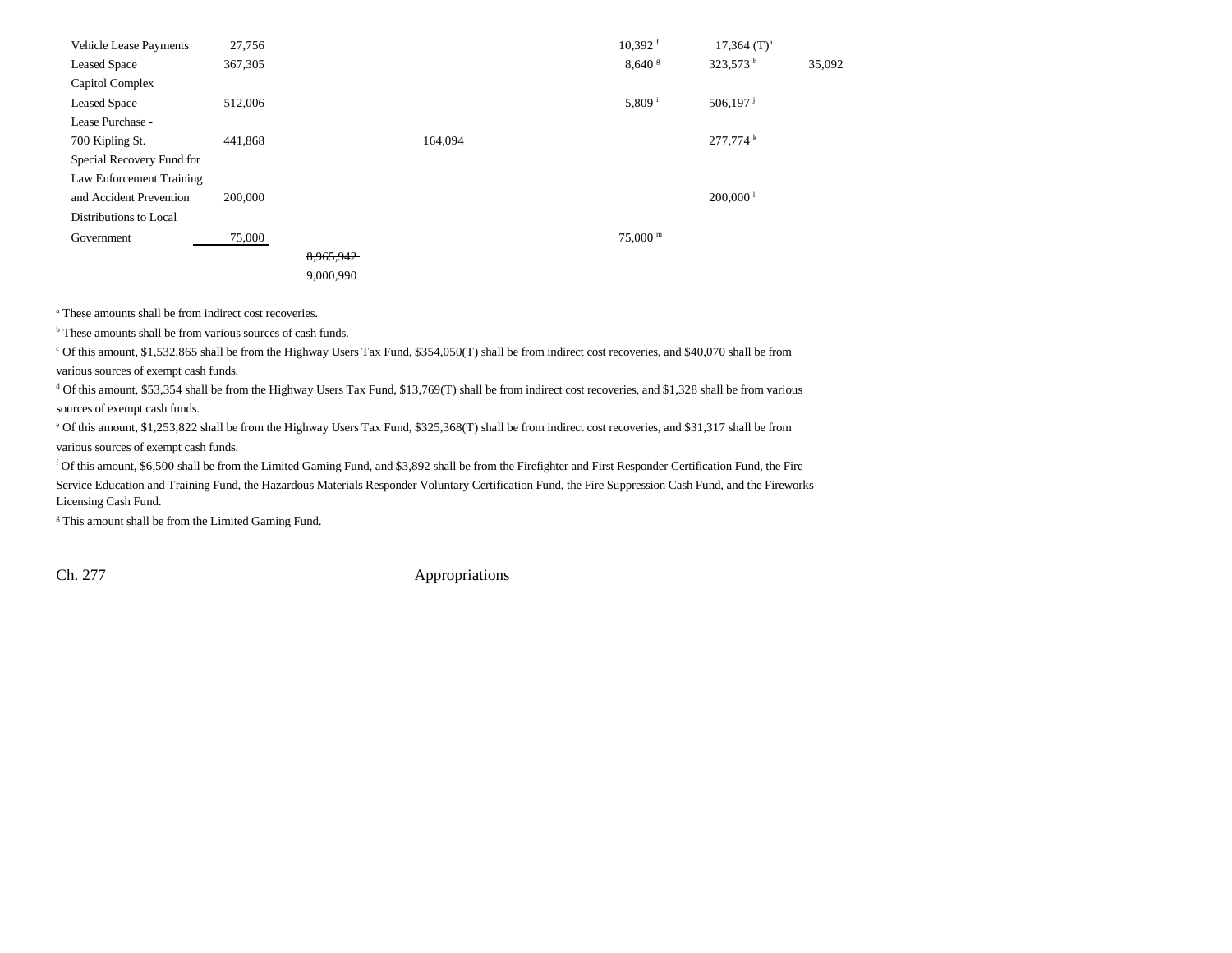| | | | | | | |
|---|---|---|---|---|---|---|
| Vehicle Lease Payments | 27,756 | | | 10,392 [f] | 17,364 (T)[a] | |
| Leased Space | 367,305 | | | 8,640 [g] | 323,573 [h] | 35,092 |
| Capitol Complex Leased Space | 512,006 | | | 5,809 [i] | 506,197 [j] | |
| Lease Purchase - 700 Kipling St. | 441,868 | | 164,094 | | 277,774 [k] | |
| Special Recovery Fund for Law Enforcement Training and Accident Prevention | 200,000 | | | | 200,000 [l] | |
| Distributions to Local Government | 75,000 | | | 75,000 [m] | | |
| | | ~~8,965,942~~ 9,000,990 | | | | |

[a] These amounts shall be from indirect cost recoveries.

[b] These amounts shall be from various sources of cash funds.

[c] Of this amount, $1,532,865 shall be from the Highway Users Tax Fund, $354,050(T) shall be from indirect cost recoveries, and $40,070 shall be from various sources of exempt cash funds.

[d] Of this amount, $53,354 shall be from the Highway Users Tax Fund, $13,769(T) shall be from indirect cost recoveries, and $1,328 shall be from various sources of exempt cash funds.

[e] Of this amount, $1,253,822 shall be from the Highway Users Tax Fund, $325,368(T) shall be from indirect cost recoveries, and $31,317 shall be from various sources of exempt cash funds.

[f] Of this amount, $6,500 shall be from the Limited Gaming Fund, and $3,892 shall be from the Firefighter and First Responder Certification Fund, the Fire Service Education and Training Fund, the Hazardous Materials Responder Voluntary Certification Fund, the Fire Suppression Cash Fund, and the Fireworks Licensing Cash Fund.

[g] This amount shall be from the Limited Gaming Fund.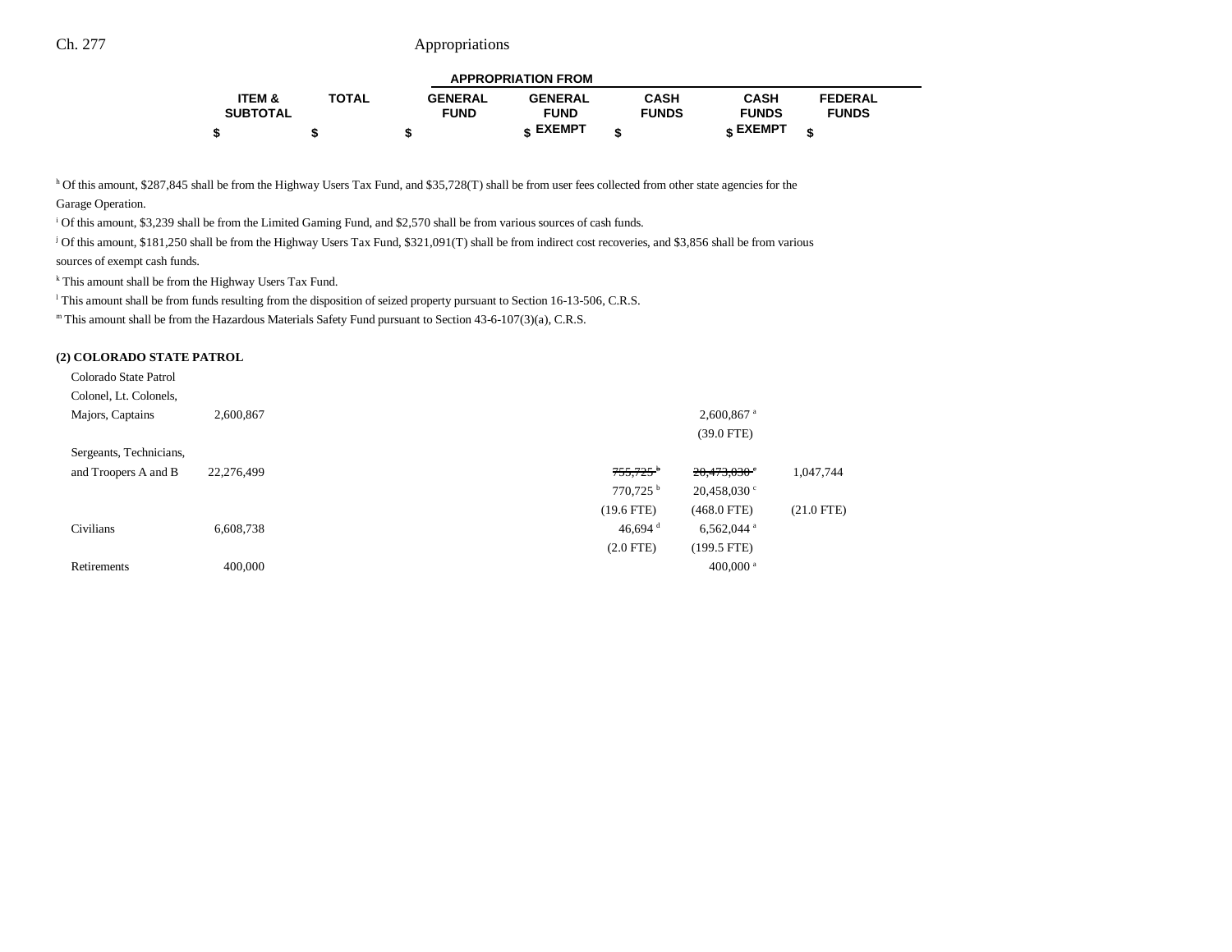| | ITEM & SUBTOTAL | TOTAL | APPROPRIATION FROM | | | | |
|---|---|---|---|---|---|---|---|
| | | | GENERAL FUND | GENERAL FUND EXEMPT | CASH FUNDS | CASH FUNDS EXEMPT | FEDERAL FUNDS |
| | $ | $ | $ | $ | $ | $ | $ |

[h] Of this amount, $287,845 shall be from the Highway Users Tax Fund, and $35,728(T) shall be from user fees collected from other state agencies for the Garage Operation.

[i] Of this amount, $3,239 shall be from the Limited Gaming Fund, and $2,570 shall be from various sources of cash funds.

[j] Of this amount, $181,250 shall be from the Highway Users Tax Fund, $321,091(T) shall be from indirect cost recoveries, and $3,856 shall be from various sources of exempt cash funds.

[k] This amount shall be from the Highway Users Tax Fund.

[l] This amount shall be from funds resulting from the disposition of seized property pursuant to Section 16-13-506, C.R.S.

[m] This amount shall be from the Hazardous Materials Safety Fund pursuant to Section 43-6-107(3)(a), C.R.S.

**(2) COLORADO STATE PATROL**

| | ITEM & SUBTOTAL | TOTAL | GENERAL FUND | GENERAL FUND EXEMPT | CASH FUNDS | CASH FUNDS EXEMPT | FEDERAL FUNDS |
|---|---|---|---|---|---|---|---|
| Colorado State Patrol Colonel, Lt. Colonels, Majors, Captains | 2,600,867 | | | | | 2,600,867 [a] | |
| | | | | | | (39.0 FTE) | |
| Sergeants, Technicians, and Troopers A and B | 22,276,499 | | | | ~~755,725~~ [b] | ~~20,473,030~~ [c] | 1,047,744 |
| | | | | | 770,725 [b] | 20,458,030 [c] | |
| | | | | | (19.6 FTE) | (468.0 FTE) | (21.0 FTE) |
| Civilians | 6,608,738 | | | | 46,694 [d] | 6,562,044 [a] | |
| | | | | | (2.0 FTE) | (199.5 FTE) | |
| Retirements | 400,000 | | | | | 400,000 [a] | |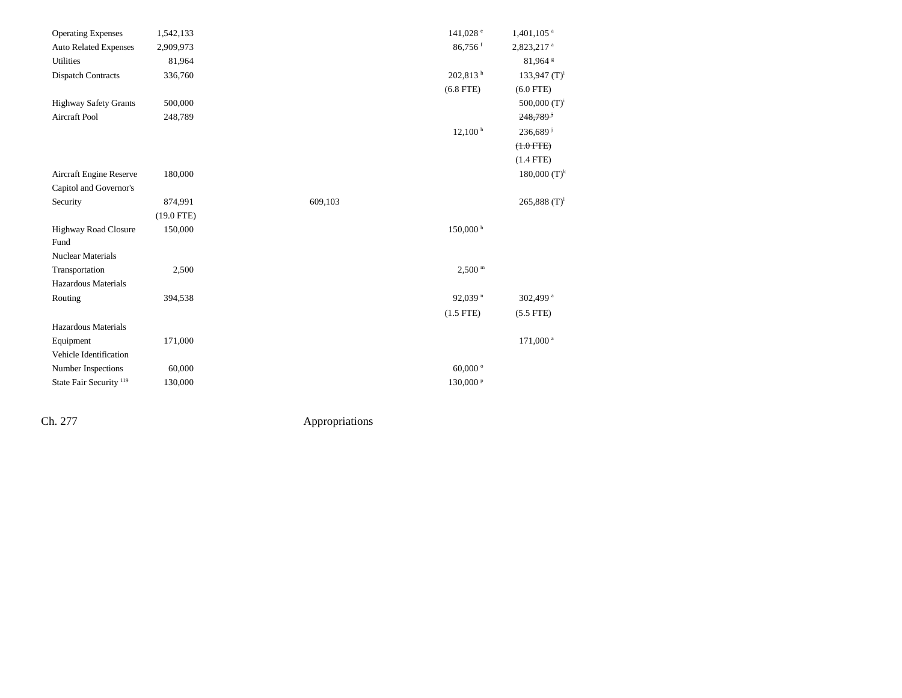| | | | | |
|---|---|---|---|---|
| Operating Expenses | 1,542,133 | | 141,028 [e] | 1,401,105 [a] |
| Auto Related Expenses | 2,909,973 | | 86,756 [f] | 2,823,217 [a] |
| Utilities | 81,964 | | | 81,964 [g] |
| Dispatch Contracts | 336,760 | | 202,813 [h] | 133,947 (T)[i] |
| | | | (6.8 FTE) | (6.0 FTE) |
| Highway Safety Grants | 500,000 | | | 500,000 (T)[i] |
| Aircraft Pool | 248,789 | | | ~~248,789 [j]~~ |
| | | | 12,100 [h] | 236,689 [j] |
| | | | | ~~(1.0 FTE)~~ |
| | | | | (1.4 FTE) |
| Aircraft Engine Reserve | 180,000 | | | 180,000 (T)[k] |
| Capitol and Governor's Security | 874,991 | 609,103 | | 265,888 (T)[l] |
| | (19.0 FTE) | | | |
| Highway Road Closure Fund | 150,000 | | 150,000 [h] | |
| Nuclear Materials Transportation | 2,500 | | 2,500 [m] | |
| Hazardous Materials Routing | 394,538 | | 92,039 [n] | 302,499 [a] |
| | | | (1.5 FTE) | (5.5 FTE) |
| Hazardous Materials Equipment | 171,000 | | | 171,000 [a] |
| Vehicle Identification Number Inspections | 60,000 | | 60,000 [o] | |
| State Fair Security [119] | 130,000 | | 130,000 [p] | |

Ch. 277 Appropriations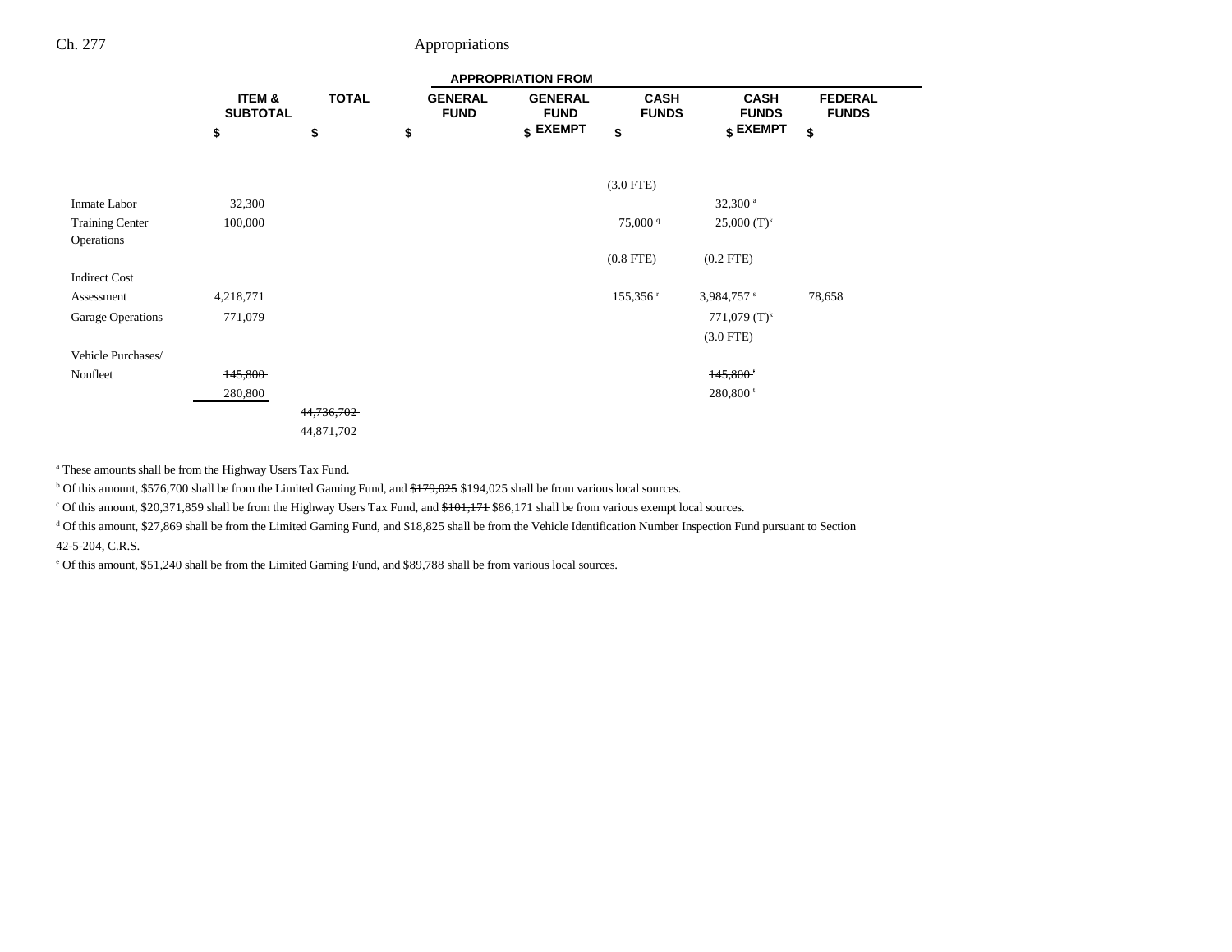| | ITEM & SUBTOTAL | TOTAL | APPROPRIATION FROM | | | | |
|---|---|---|---|---|---|---|---|
| | | | GENERAL FUND | GENERAL FUND EXEMPT | CASH FUNDS | CASH FUNDS EXEMPT | FEDERAL FUNDS |
| | $ | $ | $ | $ | $ | $ | $ |
| | | | | | (3.0 FTE) | | |
| Inmate Labor | 32,300 | | | | | 32,300 [a] | |
| Training Center Operations | 100,000 | | | | 75,000 [q] | 25,000 (T)[k] | |
| | | | | | (0.8 FTE) | (0.2 FTE) | |
| Indirect Cost Assessment | 4,218,771 | | | | 155,356 [r] | 3,984,757 [s] | 78,658 |
| Garage Operations | 771,079 | | | | | 771,079 (T)[k] | |
| | | | | | | (3.0 FTE) | |
| Vehicle Purchases/ Nonfleet | ~~145,800~~ 280,800 | | | | | ~~145,800~~ [t] 280,800 [t] | |
| | | ~~44,736,702~~ 44,871,702 | | | | | |

[a] These amounts shall be from the Highway Users Tax Fund.

[b] Of this amount, $576,700 shall be from the Limited Gaming Fund, and ~~$179,025~~ $194,025 shall be from various local sources.

[c] Of this amount, $20,371,859 shall be from the Highway Users Tax Fund, and ~~$101,171~~ $86,171 shall be from various exempt local sources.

[d] Of this amount, $27,869 shall be from the Limited Gaming Fund, and $18,825 shall be from the Vehicle Identification Number Inspection Fund pursuant to Section 42-5-204, C.R.S.

[e] Of this amount, $51,240 shall be from the Limited Gaming Fund, and $89,788 shall be from various local sources.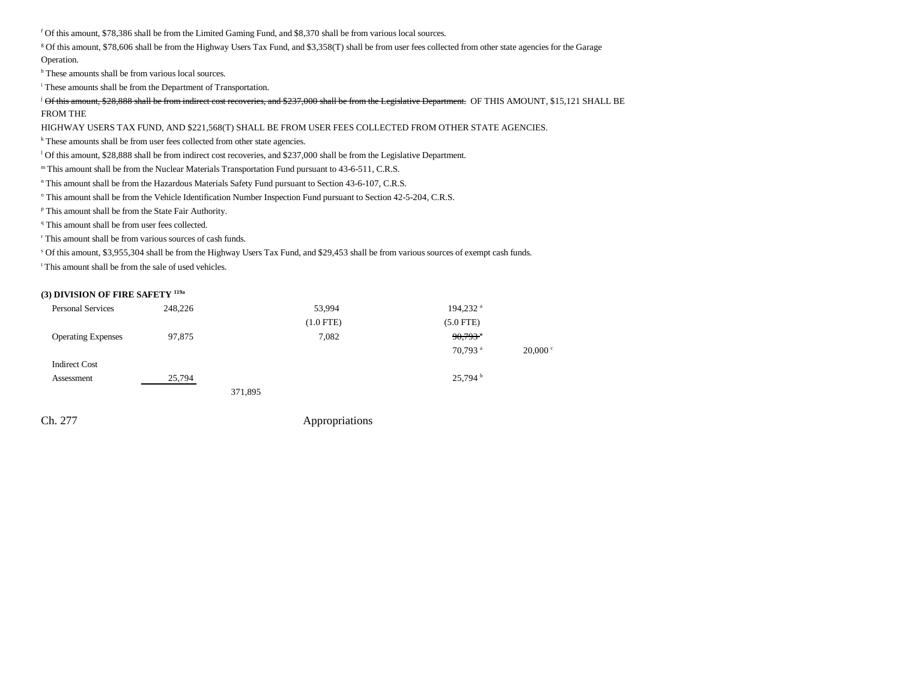[f] Of this amount, $78,386 shall be from the Limited Gaming Fund, and $8,370 shall be from various local sources.

[g] Of this amount, $78,606 shall be from the Highway Users Tax Fund, and $3,358(T) shall be from user fees collected from other state agencies for the Garage Operation.

[h] These amounts shall be from various local sources.

[i] These amounts shall be from the Department of Transportation.

[j] ~~Of this amount, $28,888 shall be from indirect cost recoveries, and $237,000 shall be from the Legislative Department.~~ OF THIS AMOUNT, $15,121 SHALL BE FROM THE HIGHWAY USERS TAX FUND, AND $221,568(T) SHALL BE FROM USER FEES COLLECTED FROM OTHER STATE AGENCIES.

[k] These amounts shall be from user fees collected from other state agencies.

[l] Of this amount, $28,888 shall be from indirect cost recoveries, and $237,000 shall be from the Legislative Department.

[m] This amount shall be from the Nuclear Materials Transportation Fund pursuant to 43-6-511, C.R.S.

[n] This amount shall be from the Hazardous Materials Safety Fund pursuant to Section 43-6-107, C.R.S.

[o] This amount shall be from the Vehicle Identification Number Inspection Fund pursuant to Section 42-5-204, C.R.S.

[p] This amount shall be from the State Fair Authority.

[q] This amount shall be from user fees collected.

[r] This amount shall be from various sources of cash funds.

[s] Of this amount, $3,955,304 shall be from the Highway Users Tax Fund, and $29,453 shall be from various sources of exempt cash funds.

[t] This amount shall be from the sale of used vehicles.

**(3) DIVISION OF FIRE SAFETY [119a]**

| | | | | | |
|---|---|---|---|---|---|
| Personal Services | 248,226 | | 53,994 | 194,232 [a] | |
| | | | (1.0 FTE) | (5.0 FTE) | |
| Operating Expenses | 97,875 | | 7,082 | ~~90,793 [a]~~ | |
| | | | | 70,793 [a] | 20,000 [c] |
| Indirect Cost Assessment | 25,794 | | | 25,794 [b] | |
| | | 371,895 | | | |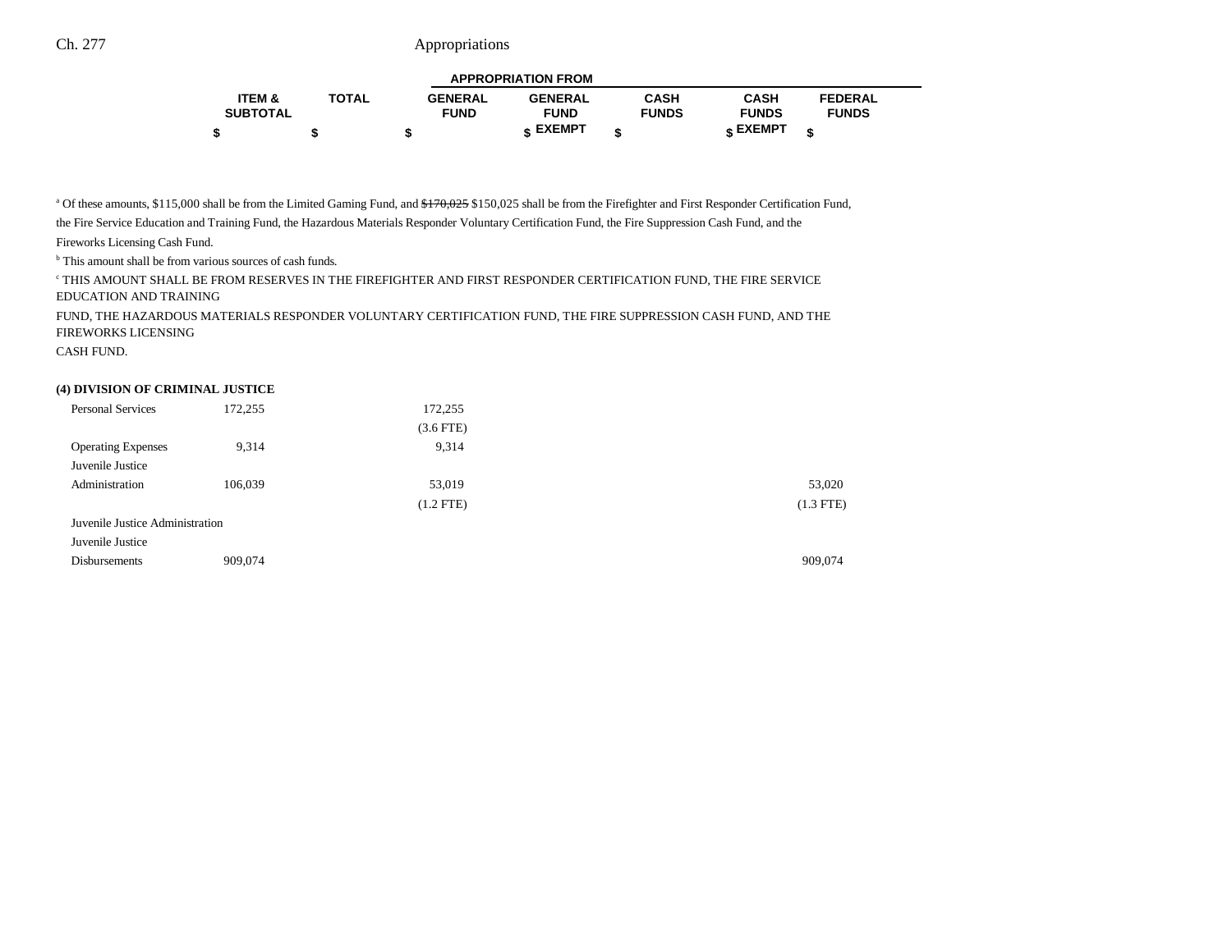| | ITEM & SUBTOTAL | TOTAL | APPROPRIATION FROM GENERAL FUND | GENERAL FUND EXEMPT | CASH FUNDS | CASH FUNDS EXEMPT | FEDERAL FUNDS |
|---|---|---|---|---|---|---|---|
| | $ | $ | $ | $ | $ | $ | $ |

[a] Of these amounts, $115,000 shall be from the Limited Gaming Fund, and ~~$170,025~~ $150,025 shall be from the Firefighter and First Responder Certification Fund, the Fire Service Education and Training Fund, the Hazardous Materials Responder Voluntary Certification Fund, the Fire Suppression Cash Fund, and the Fireworks Licensing Cash Fund.

[b] This amount shall be from various sources of cash funds.

[c] THIS AMOUNT SHALL BE FROM RESERVES IN THE FIREFIGHTER AND FIRST RESPONDER CERTIFICATION FUND, THE FIRE SERVICE EDUCATION AND TRAINING FUND, THE HAZARDOUS MATERIALS RESPONDER VOLUNTARY CERTIFICATION FUND, THE FIRE SUPPRESSION CASH FUND, AND THE FIREWORKS LICENSING CASH FUND.

**(4) DIVISION OF CRIMINAL JUSTICE**

| | ITEM & SUBTOTAL | TOTAL | GENERAL FUND | GENERAL FUND EXEMPT | CASH FUNDS | CASH FUNDS EXEMPT | FEDERAL FUNDS |
|---|---|---|---|---|---|---|---|
| Personal Services | 172,255 | | 172,255<br>(3.6 FTE) | | | | |
| Operating Expenses | 9,314 | | 9,314 | | | | |
| Juvenile Justice Administration | 106,039 | | 53,019<br>(1.2 FTE) | | | | 53,020<br>(1.3 FTE) |
| Juvenile Justice Administration | | | | | | | |
| Juvenile Justice Disbursements | 909,074 | | | | | | 909,074 |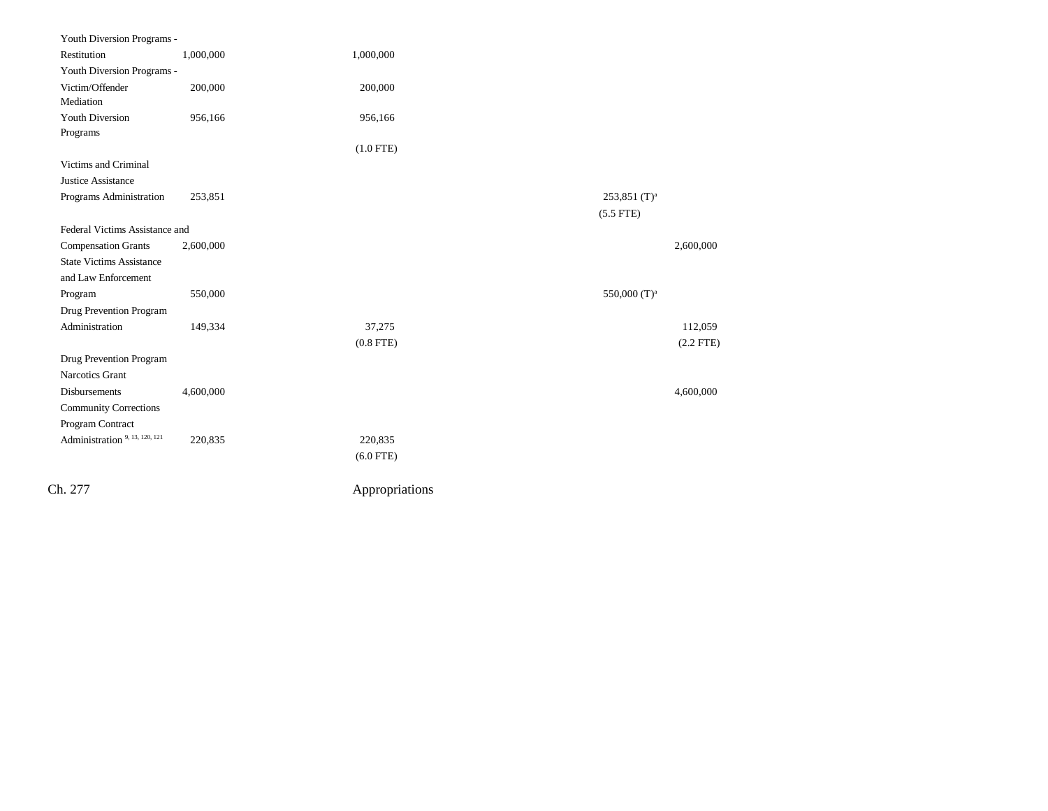| | | | | | |
|---|---|---|---|---|---|
| Youth Diversion Programs - Restitution | 1,000,000 | 1,000,000 | | | |
| Youth Diversion Programs - Victim/Offender Mediation | 200,000 | 200,000 | | | |
| Youth Diversion Programs | 956,166 | 956,166 | | | |
| | | (1.0 FTE) | | | |
| Victims and Criminal Justice Assistance Programs Administration | 253,851 | | | 253,851 (T)[a] | |
| | | | | (5.5 FTE) | |
| Federal Victims Assistance and Compensation Grants | 2,600,000 | | | | 2,600,000 |
| State Victims Assistance and Law Enforcement Program | 550,000 | | | 550,000 (T)[a] | |
| Drug Prevention Program Administration | 149,334 | 37,275 | | | 112,059 |
| | | (0.8 FTE) | | | (2.2 FTE) |
| Drug Prevention Program Narcotics Grant Disbursements | 4,600,000 | | | | 4,600,000 |
| Community Corrections Program Contract Administration [9, 13, 120, 121] | 220,835 | 220,835 | | | |
| | | (6.0 FTE) | | | |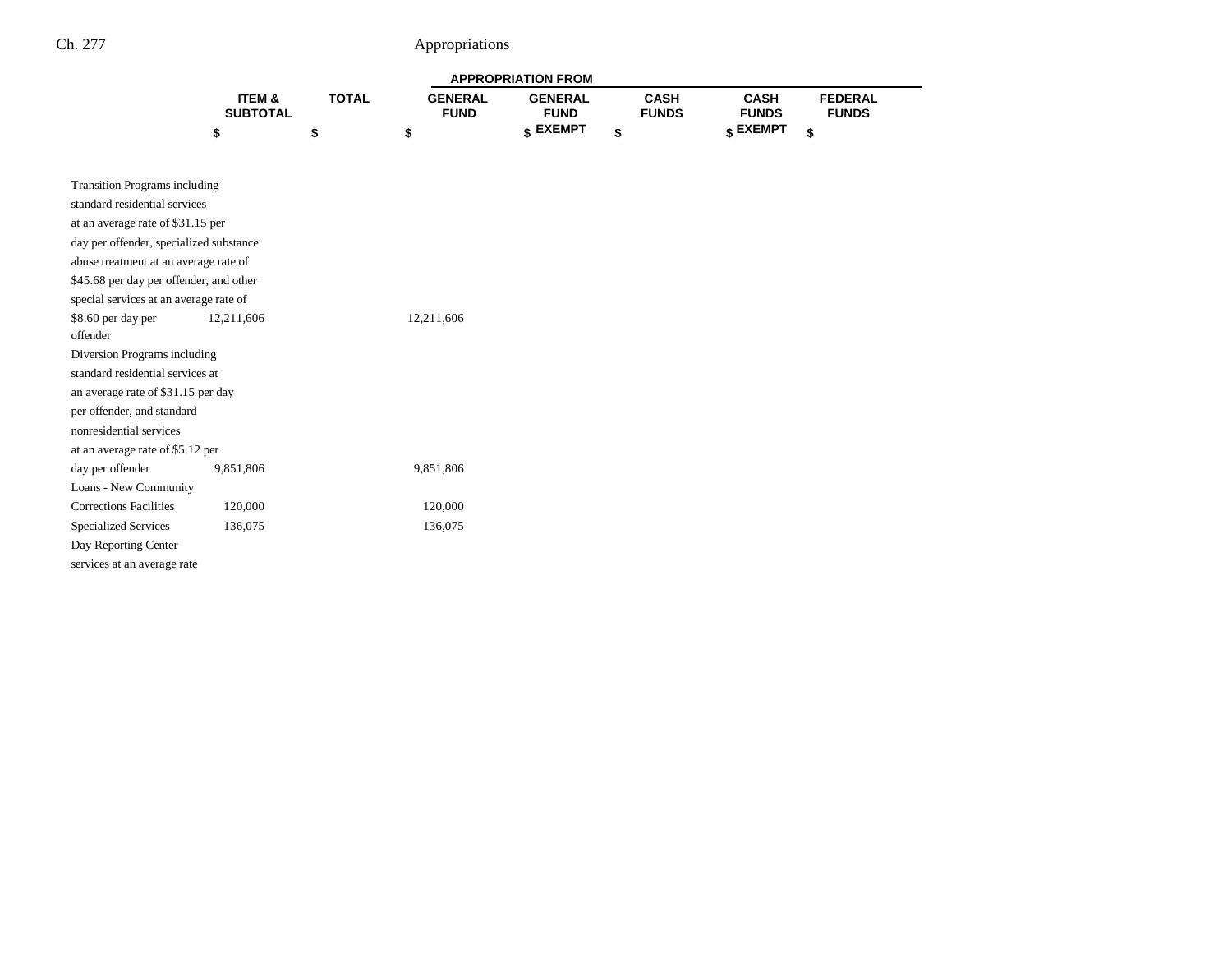| | ITEM & SUBTOTAL | TOTAL | APPROPRIATION FROM GENERAL FUND | GENERAL FUND EXEMPT | CASH FUNDS | CASH FUNDS EXEMPT | FEDERAL FUNDS |
|---|---|---|---|---|---|---|---|
| | $ | $ | $ | $ | $ | $ | $ |
| Transition Programs including standard residential services at an average rate of $31.15 per day per offender, specialized substance abuse treatment at an average rate of $45.68 per day per offender, and other special services at an average rate of $8.60 per day per offender | 12,211,606 | | 12,211,606 | | | | |
| Diversion Programs including standard residential services at an average rate of $31.15 per day per offender, and standard nonresidential services at an average rate of $5.12 per day per offender | 9,851,806 | | 9,851,806 | | | | |
| Loans - New Community Corrections Facilities | 120,000 | | 120,000 | | | | |
| Specialized Services | 136,075 | | 136,075 | | | | |
| Day Reporting Center services at an average rate | | | | | | | |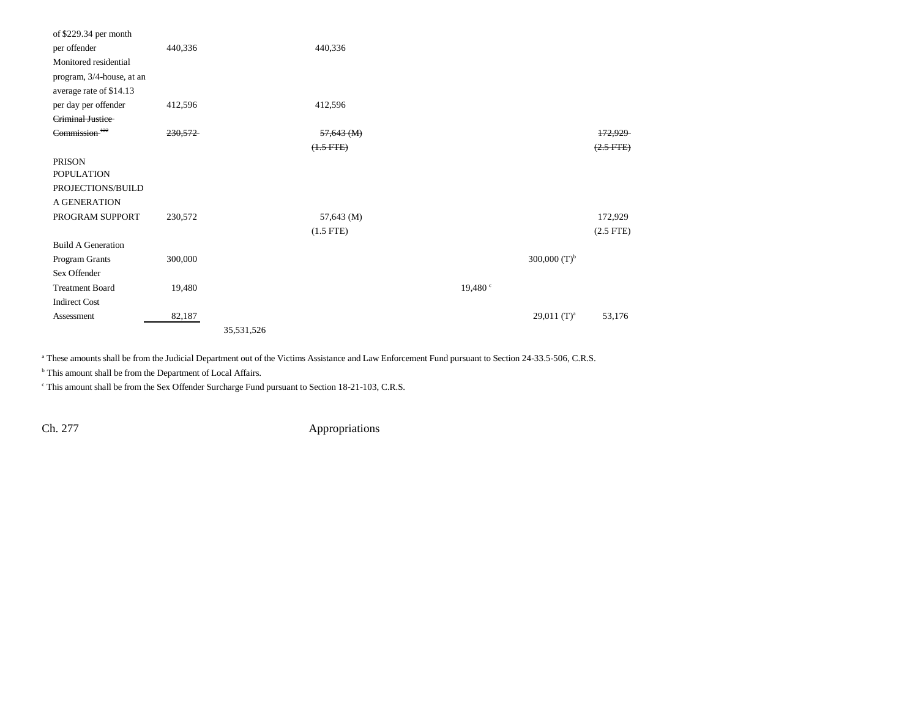| | Item Total | Total | General Fund | Cash Funds | Cash Funds Exempt | Federal Funds |
|---|---|---|---|---|---|---|
| of $229.34 per month per offender | 440,336 | | 440,336 | | | |
| Monitored residential program, 3/4-house, at an average rate of $14.13 per day per offender | 412,596 | | 412,596 | | | |
| ~~Criminal Justice Commission~~ | ~~230,572~~ | | ~~57,643 (M)~~ ~~(1.5 FTE)~~ | | | ~~172,929~~ ~~(2.5 FTE)~~ |
| PRISON POPULATION PROJECTIONS/BUILD A GENERATION PROGRAM SUPPORT | 230,572 | | 57,643 (M) (1.5 FTE) | | | 172,929 (2.5 FTE) |
| Build A Generation Program Grants | 300,000 | | | | 300,000 (T)[b] | |
| Sex Offender Treatment Board | 19,480 | | | 19,480 [c] | | |
| Indirect Cost Assessment | 82,187 | | | | 29,011 (T)[a] | 53,176 |
| | | 35,531,526 | | | | |

[a] These amounts shall be from the Judicial Department out of the Victims Assistance and Law Enforcement Fund pursuant to Section 24-33.5-506, C.R.S.

[b] This amount shall be from the Department of Local Affairs.

[c] This amount shall be from the Sex Offender Surcharge Fund pursuant to Section 18-21-103, C.R.S.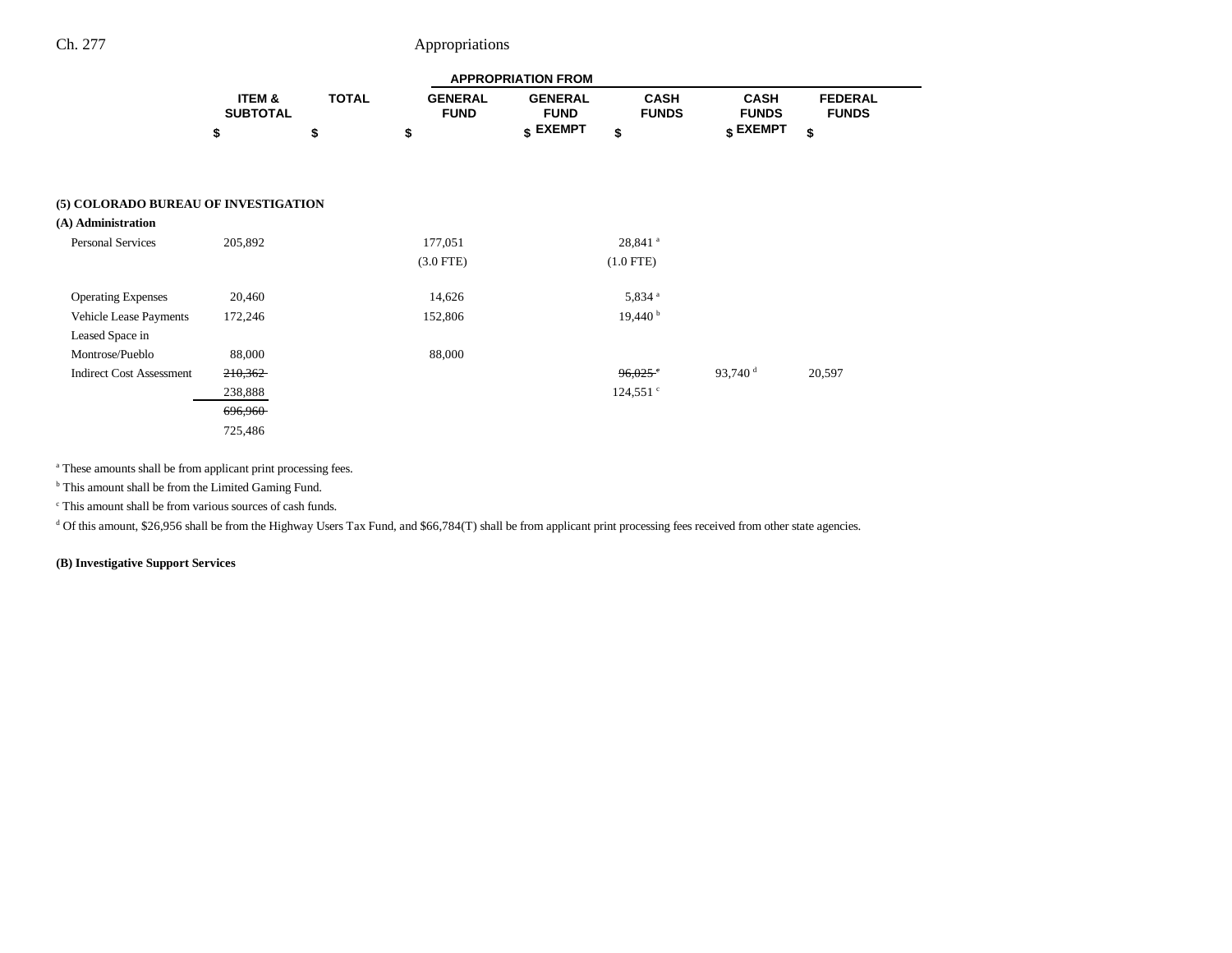| | ITEM & SUBTOTAL | TOTAL | APPROPRIATION FROM | | | | |
|---|---|---|---|---|---|---|---|
| | | | GENERAL FUND | GENERAL FUND EXEMPT | CASH FUNDS | CASH FUNDS EXEMPT | FEDERAL FUNDS |
| | $ | $ | $ | $ | $ | $ | $ |
| **(5) COLORADO BUREAU OF INVESTIGATION** | | | | | | | |
| **(A) Administration** | | | | | | | |
| Personal Services | 205,892 | | 177,051 | | 28,841 [a] | | |
| | | | (3.0 FTE) | | (1.0 FTE) | | |
| Operating Expenses | 20,460 | | 14,626 | | 5,834 [a] | | |
| Vehicle Lease Payments | 172,246 | | 152,806 | | 19,440 [b] | | |
| Leased Space in Montrose/Pueblo | 88,000 | | 88,000 | | | | |
| Indirect Cost Assessment | ~~210,362~~ | | | | ~~96,025~~ [c] | 93,740 [d] | 20,597 |
| | 238,888 | | | | 124,551 [c] | | |
| | ~~696,960~~ | | | | | | |
| | 725,486 | | | | | | |

[a] These amounts shall be from applicant print processing fees.

[b] This amount shall be from the Limited Gaming Fund.

[c] This amount shall be from various sources of cash funds.

[d] Of this amount, $26,956 shall be from the Highway Users Tax Fund, and $66,784(T) shall be from applicant print processing fees received from other state agencies.

**(B) Investigative Support Services**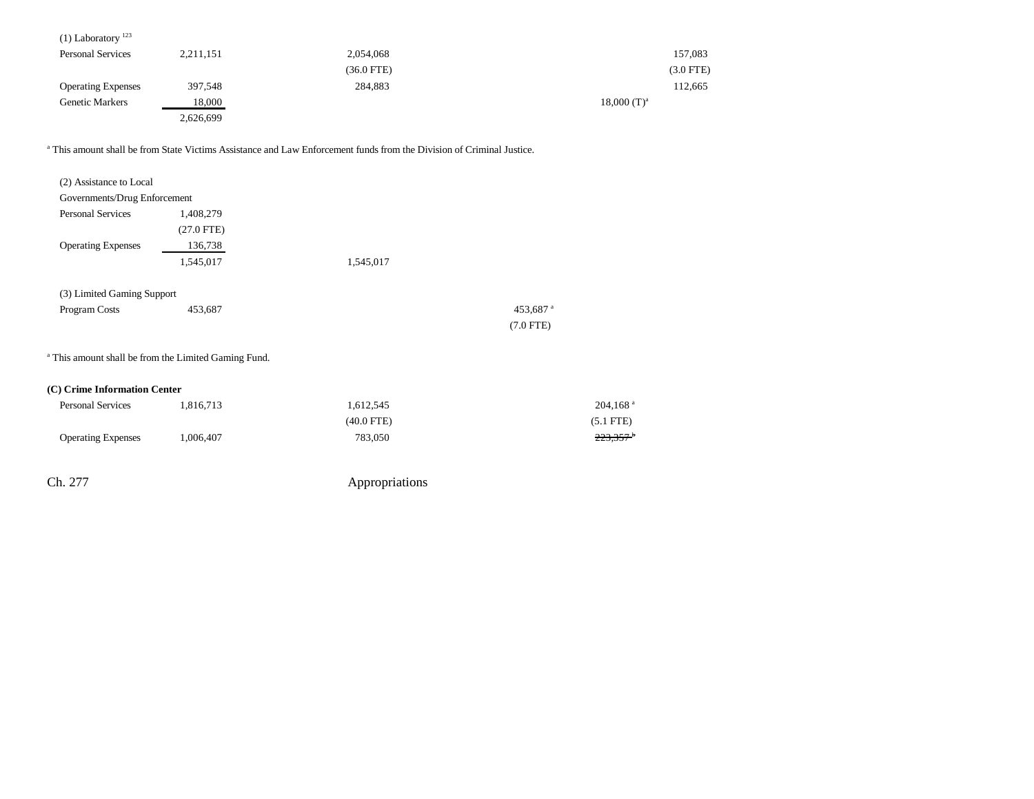| | | | | | |
|---|---|---|---|---|---|
| (1) Laboratory [123] | | | | | |
| Personal Services | 2,211,151 | 2,054,068 | | | 157,083 |
| | | (36.0 FTE) | | | (3.0 FTE) |
| Operating Expenses | 397,548 | 284,883 | | | 112,665 |
| Genetic Markers | 18,000 | | | 18,000 (T)[a] | |
| | 2,626,699 | | | | |

[a] This amount shall be from State Victims Assistance and Law Enforcement funds from the Division of Criminal Justice.

| | | | | |
|---|---|---|---|---|
| (2) Assistance to Local Governments/Drug Enforcement | | | | |
| Personal Services | 1,408,279 | | | |
| | (27.0 FTE) | | | |
| Operating Expenses | 136,738 | | | |
| | 1,545,017 | 1,545,017 | | |

| | | | | |
|---|---|---|---|---|
| (3) Limited Gaming Support | | | | |
| Program Costs | 453,687 | | 453,687 [a] | |
| | | | (7.0 FTE) | |

[a] This amount shall be from the Limited Gaming Fund.

**(C) Crime Information Center**

| | | | | |
|---|---|---|---|---|
| Personal Services | 1,816,713 | 1,612,545 | | 204,168 [a] |
| | | (40.0 FTE) | | (5.1 FTE) |
| Operating Expenses | 1,006,407 | 783,050 | | ~~223,357~~ [b] |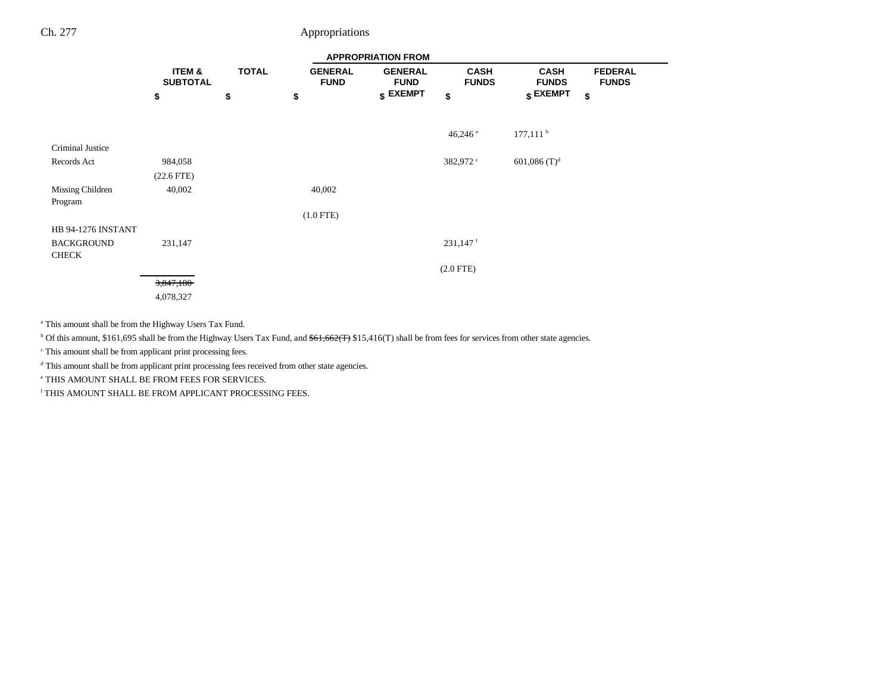| | ITEM & SUBTOTAL | TOTAL | APPROPRIATION FROM GENERAL FUND | GENERAL FUND EXEMPT | CASH FUNDS | CASH FUNDS EXEMPT | FEDERAL FUNDS |
|---|---|---|---|---|---|---|---|
| | $ | $ | $ | $ | $ | $ | $ |
| | | | | | 46,246 [e] | 177,111 [b] | |
| Criminal Justice Records Act | 984,058 | | | | 382,972 [c] | 601,086 (T)[d] | |
| | (22.6 FTE) | | | | | | |
| Missing Children Program | 40,002 | | 40,002 | | | | |
| | | | (1.0 FTE) | | | | |
| HB 94-1276 INSTANT BACKGROUND CHECK | 231,147 | | | | 231,147 [f] | | |
| | | | | | (2.0 FTE) | | |
| | ~~3,847,180~~ | | | | | | |
| | 4,078,327 | | | | | | |

[a] This amount shall be from the Highway Users Tax Fund.

[b] Of this amount, $161,695 shall be from the Highway Users Tax Fund, and ~~$61,662(T)~~ $15,416(T) shall be from fees for services from other state agencies.

[c] This amount shall be from applicant print processing fees.

[d] This amount shall be from applicant print processing fees received from other state agencies.

[e] THIS AMOUNT SHALL BE FROM FEES FOR SERVICES.

[f] THIS AMOUNT SHALL BE FROM APPLICANT PROCESSING FEES.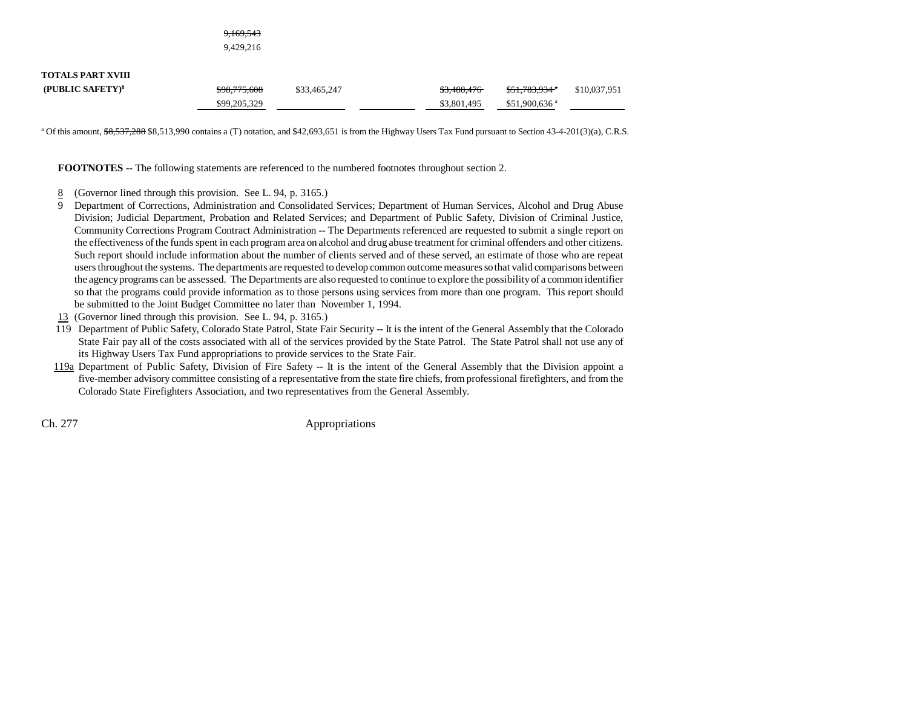| | | | | | | |
|---|---|---|---|---|---|---|
| | ~~9,169,543~~ 9,429,216 | | | | | |
| **TOTALS PART XVIII** | | | | | | |
| **(PUBLIC SAFETY)**[8] | ~~$98,775,608~~ $99,205,329 | $33,465,247 | | ~~$3,488,476~~ $3,801,495 | ~~$51,783,934~~[a] $51,900,636[a] | $10,037,951 |

[a] Of this amount, ~~$8,537,288~~ $8,513,990 contains a (T) notation, and $42,693,651 is from the Highway Users Tax Fund pursuant to Section 43-4-201(3)(a), C.R.S.

**FOOTNOTES** -- The following statements are referenced to the numbered footnotes throughout section 2.

8 (Governor lined through this provision. See L. 94, p. 3165.)

9 Department of Corrections, Administration and Consolidated Services; Department of Human Services, Alcohol and Drug Abuse Division; Judicial Department, Probation and Related Services; and Department of Public Safety, Division of Criminal Justice, Community Corrections Program Contract Administration -- The Departments referenced are requested to submit a single report on the effectiveness of the funds spent in each program area on alcohol and drug abuse treatment for criminal offenders and other citizens. Such report should include information about the number of clients served and of these served, an estimate of those who are repeat users throughout the systems. The departments are requested to develop common outcome measures so that valid comparisons between the agency programs can be assessed. The Departments are also requested to continue to explore the possibility of a common identifier so that the programs could provide information as to those persons using services from more than one program. This report should be submitted to the Joint Budget Committee no later than November 1, 1994.

13 (Governor lined through this provision. See L. 94, p. 3165.)

119 Department of Public Safety, Colorado State Patrol, State Fair Security -- It is the intent of the General Assembly that the Colorado State Fair pay all of the costs associated with all of the services provided by the State Patrol. The State Patrol shall not use any of its Highway Users Tax Fund appropriations to provide services to the State Fair.

119a Department of Public Safety, Division of Fire Safety -- It is the intent of the General Assembly that the Division appoint a five-member advisory committee consisting of a representative from the state fire chiefs, from professional firefighters, and from the Colorado State Firefighters Association, and two representatives from the General Assembly.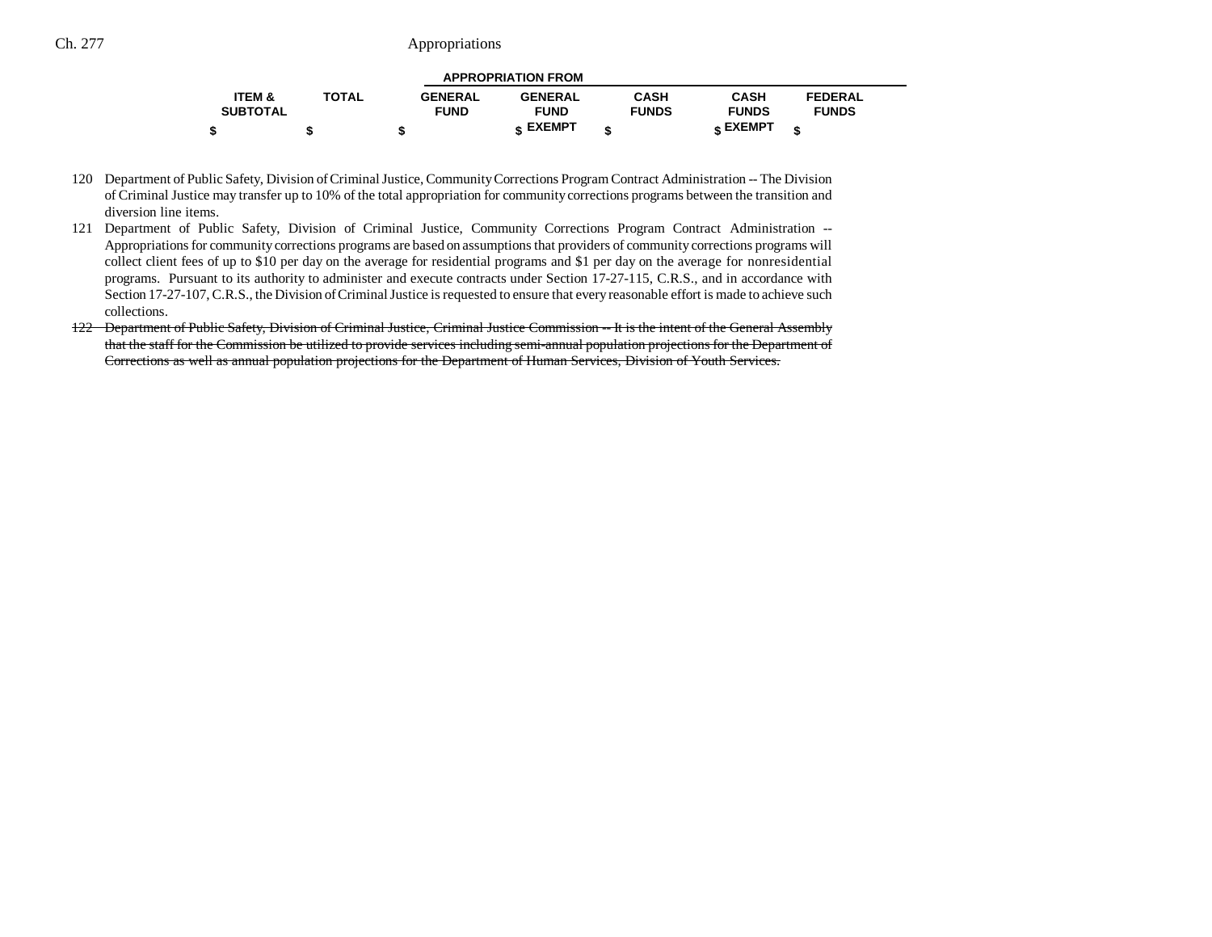| ITEM & SUBTOTAL | TOTAL | APPROPRIATION FROM GENERAL FUND | GENERAL FUND EXEMPT | CASH FUNDS | CASH FUNDS EXEMPT | FEDERAL FUNDS |
|---|---|---|---|---|---|---|
| $ | $ | $ | $ | $ | $ | $ |

120 Department of Public Safety, Division of Criminal Justice, Community Corrections Program Contract Administration -- The Division of Criminal Justice may transfer up to 10% of the total appropriation for community corrections programs between the transition and diversion line items.

121 Department of Public Safety, Division of Criminal Justice, Community Corrections Program Contract Administration -- Appropriations for community corrections programs are based on assumptions that providers of community corrections programs will collect client fees of up to $10 per day on the average for residential programs and $1 per day on the average for nonresidential programs. Pursuant to its authority to administer and execute contracts under Section 17-27-115, C.R.S., and in accordance with Section 17-27-107, C.R.S., the Division of Criminal Justice is requested to ensure that every reasonable effort is made to achieve such collections.

~~122 Department of Public Safety, Division of Criminal Justice, Criminal Justice Commission -- It is the intent of the General Assembly that the staff for the Commission be utilized to provide services including semi-annual population projections for the Department of Corrections as well as annual population projections for the Department of Human Services, Division of Youth Services.~~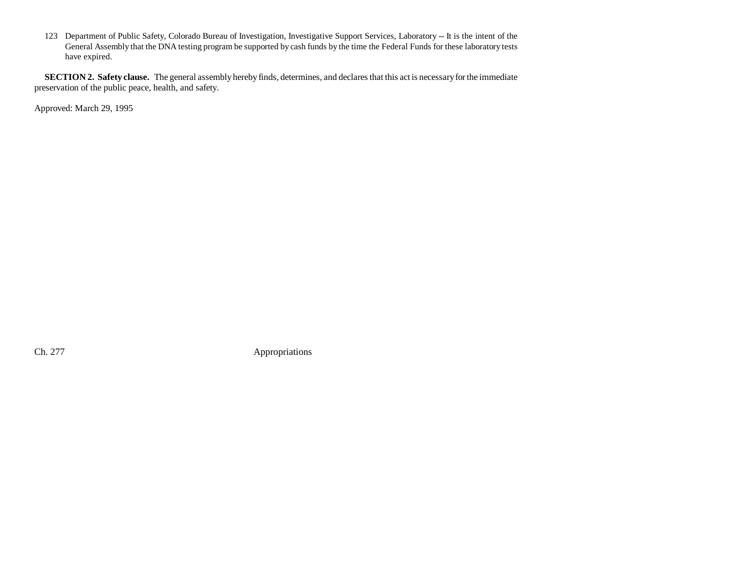123 Department of Public Safety, Colorado Bureau of Investigation, Investigative Support Services, Laboratory -- It is the intent of the General Assembly that the DNA testing program be supported by cash funds by the time the Federal Funds for these laboratory tests have expired.

**SECTION 2. Safety clause.** The general assembly hereby finds, determines, and declares that this act is necessary for the immediate preservation of the public peace, health, and safety.

Approved: March 29, 1995